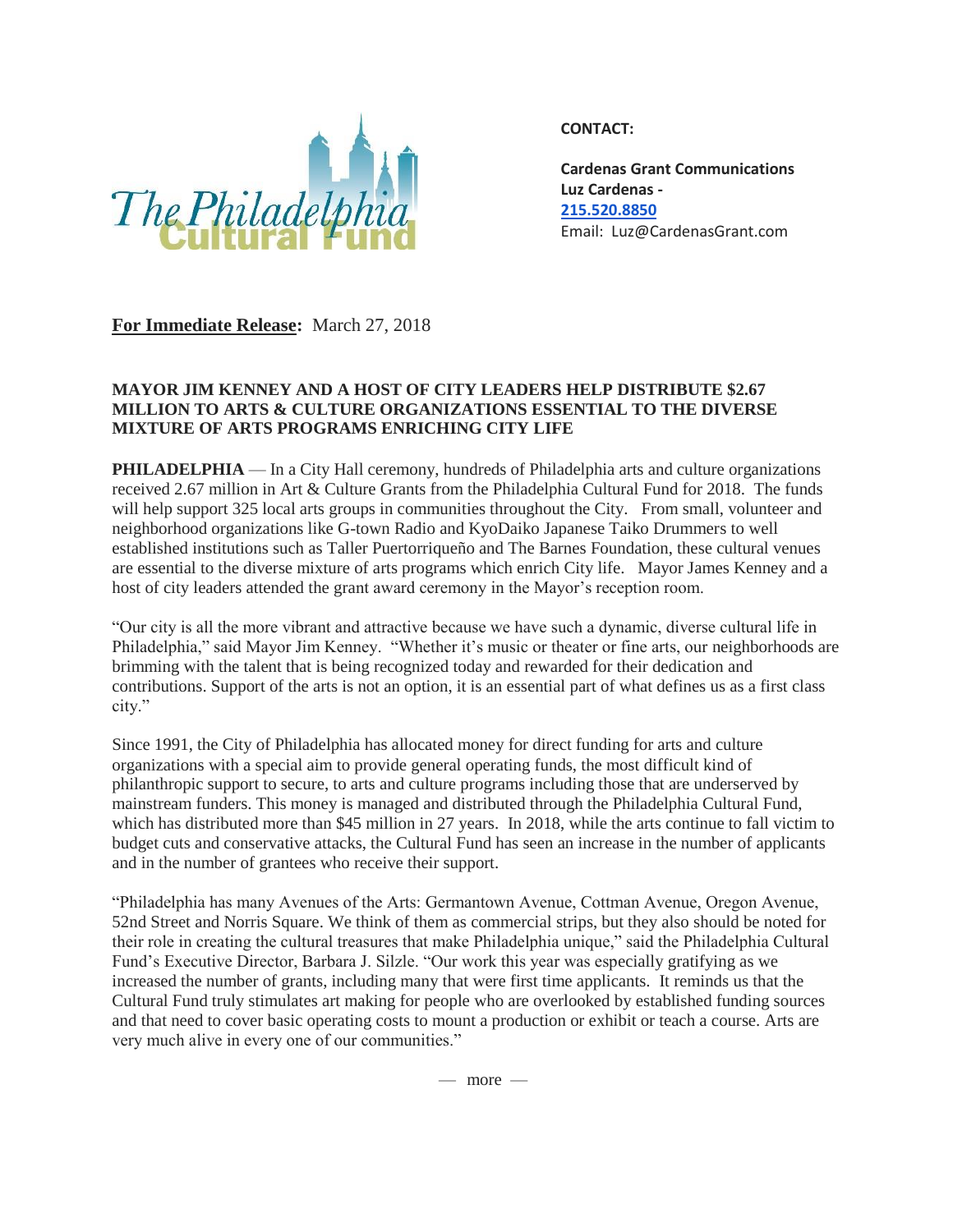The Philadelphia Cultural Fund

**CONTACT:**

**Cardenas Grant Communications**
**Luz Cardenas -**
**215.520.8850**
Email: Luz@CardenasGrant.com

**For Immediate Release:** March 27, 2018

**MAYOR JIM KENNEY AND A HOST OF CITY LEADERS HELP DISTRIBUTE $2.67 MILLION TO ARTS & CULTURE ORGANIZATIONS ESSENTIAL TO THE DIVERSE MIXTURE OF ARTS PROGRAMS ENRICHING CITY LIFE**

**PHILADELPHIA** — In a City Hall ceremony, hundreds of Philadelphia arts and culture organizations received 2.67 million in Art & Culture Grants from the Philadelphia Cultural Fund for 2018. The funds will help support 325 local arts groups in communities throughout the City. From small, volunteer and neighborhood organizations like G-town Radio and KyoDaiko Japanese Taiko Drummers to well established institutions such as Taller Puertorriqueño and The Barnes Foundation, these cultural venues are essential to the diverse mixture of arts programs which enrich City life. Mayor James Kenney and a host of city leaders attended the grant award ceremony in the Mayor's reception room.

"Our city is all the more vibrant and attractive because we have such a dynamic, diverse cultural life in Philadelphia," said Mayor Jim Kenney. "Whether it's music or theater or fine arts, our neighborhoods are brimming with the talent that is being recognized today and rewarded for their dedication and contributions. Support of the arts is not an option, it is an essential part of what defines us as a first class city."

Since 1991, the City of Philadelphia has allocated money for direct funding for arts and culture organizations with a special aim to provide general operating funds, the most difficult kind of philanthropic support to secure, to arts and culture programs including those that are underserved by mainstream funders. This money is managed and distributed through the Philadelphia Cultural Fund, which has distributed more than $45 million in 27 years. In 2018, while the arts continue to fall victim to budget cuts and conservative attacks, the Cultural Fund has seen an increase in the number of applicants and in the number of grantees who receive their support.

"Philadelphia has many Avenues of the Arts: Germantown Avenue, Cottman Avenue, Oregon Avenue, 52nd Street and Norris Square. We think of them as commercial strips, but they also should be noted for their role in creating the cultural treasures that make Philadelphia unique," said the Philadelphia Cultural Fund's Executive Director, Barbara J. Silzle. "Our work this year was especially gratifying as we increased the number of grants, including many that were first time applicants. It reminds us that the Cultural Fund truly stimulates art making for people who are overlooked by established funding sources and that need to cover basic operating costs to mount a production or exhibit or teach a course. Arts are very much alive in every one of our communities."

— more —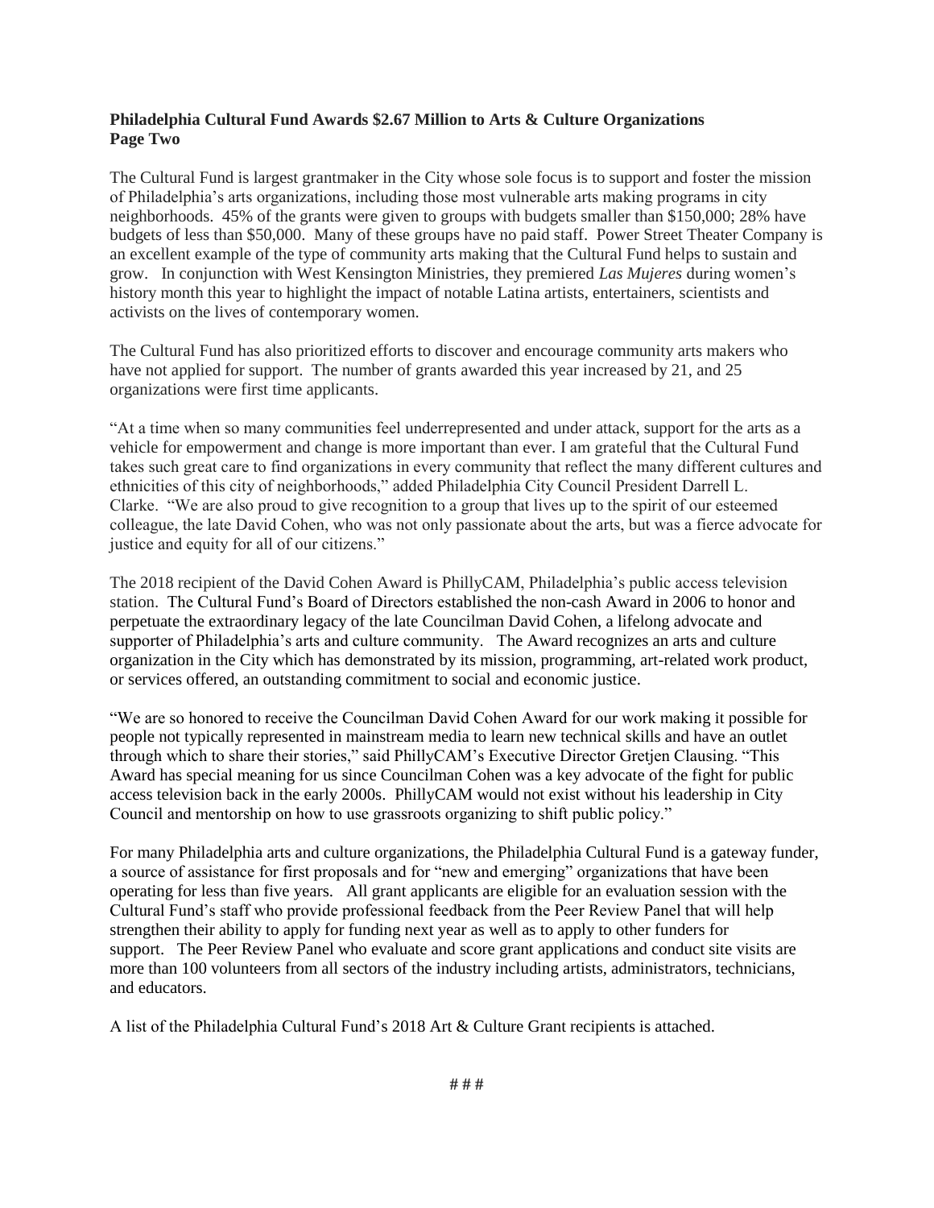**Philadelphia Cultural Fund Awards $2.67 Million to Arts & Culture Organizations**
**Page Two**

The Cultural Fund is largest grantmaker in the City whose sole focus is to support and foster the mission of Philadelphia's arts organizations, including those most vulnerable arts making programs in city neighborhoods. 45% of the grants were given to groups with budgets smaller than $150,000; 28% have budgets of less than $50,000. Many of these groups have no paid staff. Power Street Theater Company is an excellent example of the type of community arts making that the Cultural Fund helps to sustain and grow. In conjunction with West Kensington Ministries, they premiered *Las Mujeres* during women's history month this year to highlight the impact of notable Latina artists, entertainers, scientists and activists on the lives of contemporary women.

The Cultural Fund has also prioritized efforts to discover and encourage community arts makers who have not applied for support. The number of grants awarded this year increased by 21, and 25 organizations were first time applicants.

"At a time when so many communities feel underrepresented and under attack, support for the arts as a vehicle for empowerment and change is more important than ever. I am grateful that the Cultural Fund takes such great care to find organizations in every community that reflect the many different cultures and ethnicities of this city of neighborhoods," added Philadelphia City Council President Darrell L. Clarke. "We are also proud to give recognition to a group that lives up to the spirit of our esteemed colleague, the late David Cohen, who was not only passionate about the arts, but was a fierce advocate for justice and equity for all of our citizens."

The 2018 recipient of the David Cohen Award is PhillyCAM, Philadelphia's public access television station. The Cultural Fund's Board of Directors established the non-cash Award in 2006 to honor and perpetuate the extraordinary legacy of the late Councilman David Cohen, a lifelong advocate and supporter of Philadelphia's arts and culture community. The Award recognizes an arts and culture organization in the City which has demonstrated by its mission, programming, art-related work product, or services offered, an outstanding commitment to social and economic justice.

"We are so honored to receive the Councilman David Cohen Award for our work making it possible for people not typically represented in mainstream media to learn new technical skills and have an outlet through which to share their stories," said PhillyCAM's Executive Director Gretjen Clausing. "This Award has special meaning for us since Councilman Cohen was a key advocate of the fight for public access television back in the early 2000s. PhillyCAM would not exist without his leadership in City Council and mentorship on how to use grassroots organizing to shift public policy."

For many Philadelphia arts and culture organizations, the Philadelphia Cultural Fund is a gateway funder, a source of assistance for first proposals and for "new and emerging" organizations that have been operating for less than five years. All grant applicants are eligible for an evaluation session with the Cultural Fund's staff who provide professional feedback from the Peer Review Panel that will help strengthen their ability to apply for funding next year as well as to apply to other funders for support. The Peer Review Panel who evaluate and score grant applications and conduct site visits are more than 100 volunteers from all sectors of the industry including artists, administrators, technicians, and educators.

A list of the Philadelphia Cultural Fund's 2018 Art & Culture Grant recipients is attached.

# # #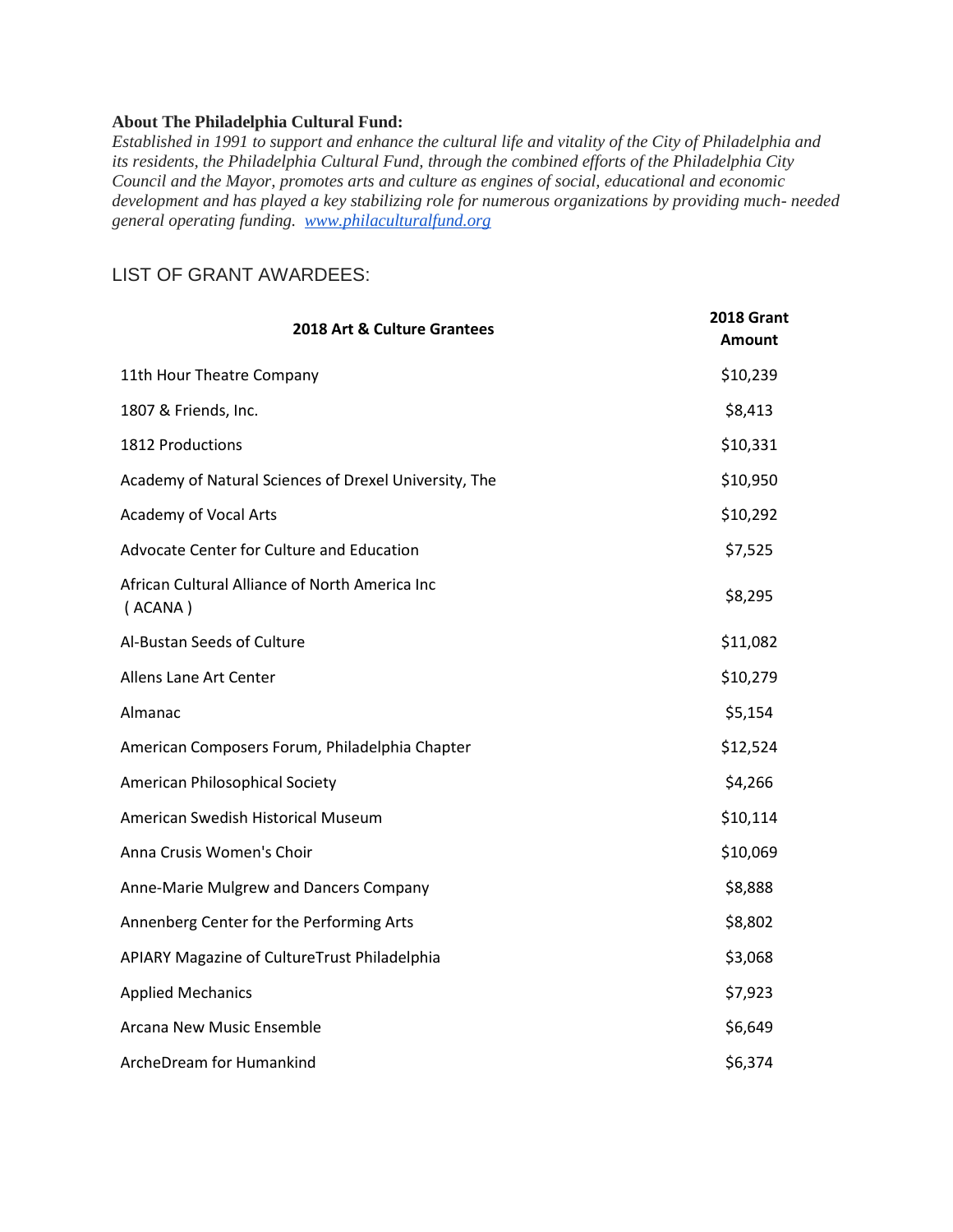**About The Philadelphia Cultural Fund:**

*Established in 1991 to support and enhance the cultural life and vitality of the City of Philadelphia and its residents, the Philadelphia Cultural Fund, through the combined efforts of the Philadelphia City Council and the Mayor, promotes arts and culture as engines of social, educational and economic development and has played a key stabilizing role for numerous organizations by providing much- needed general operating funding.* [*www.philaculturalfund.org*](http://www.philaculturalfund.org)

## LIST OF GRANT AWARDEES:

| 2018 Art & Culture Grantees | 2018 Grant Amount |
|---|---|
| 11th Hour Theatre Company | $10,239 |
| 1807 & Friends, Inc. | $8,413 |
| 1812 Productions | $10,331 |
| Academy of Natural Sciences of Drexel University, The | $10,950 |
| Academy of Vocal Arts | $10,292 |
| Advocate Center for Culture and Education | $7,525 |
| African Cultural Alliance of North America Inc ( ACANA ) | $8,295 |
| Al-Bustan Seeds of Culture | $11,082 |
| Allens Lane Art Center | $10,279 |
| Almanac | $5,154 |
| American Composers Forum, Philadelphia Chapter | $12,524 |
| American Philosophical Society | $4,266 |
| American Swedish Historical Museum | $10,114 |
| Anna Crusis Women's Choir | $10,069 |
| Anne-Marie Mulgrew and Dancers Company | $8,888 |
| Annenberg Center for the Performing Arts | $8,802 |
| APIARY Magazine of CultureTrust Philadelphia | $3,068 |
| Applied Mechanics | $7,923 |
| Arcana New Music Ensemble | $6,649 |
| ArcheDream for Humankind | $6,374 |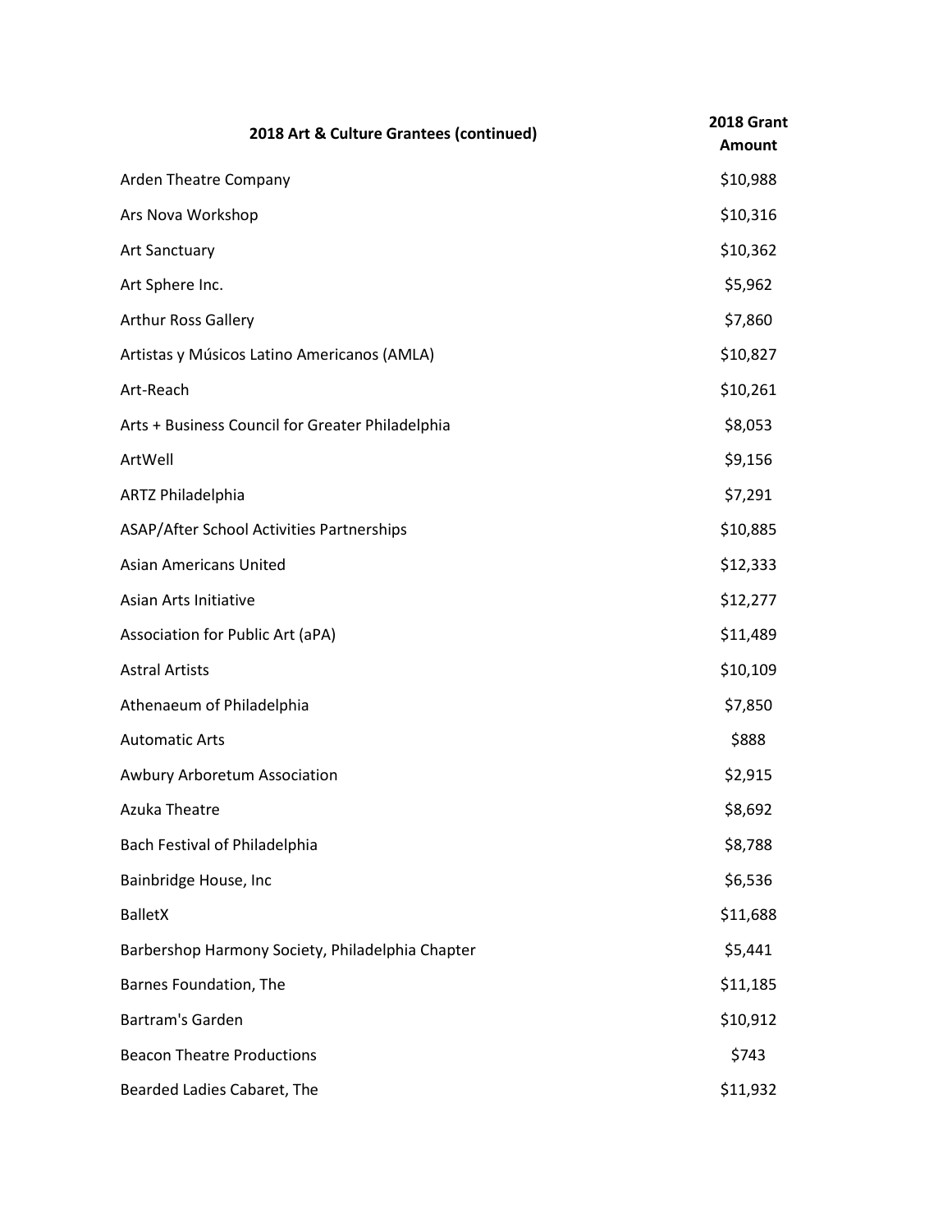| 2018 Art & Culture Grantees (continued) | 2018 Grant Amount |
|---|---|
| Arden Theatre Company | $10,988 |
| Ars Nova Workshop | $10,316 |
| Art Sanctuary | $10,362 |
| Art Sphere Inc. | $5,962 |
| Arthur Ross Gallery | $7,860 |
| Artistas y Músicos Latino Americanos (AMLA) | $10,827 |
| Art-Reach | $10,261 |
| Arts + Business Council for Greater Philadelphia | $8,053 |
| ArtWell | $9,156 |
| ARTZ Philadelphia | $7,291 |
| ASAP/After School Activities Partnerships | $10,885 |
| Asian Americans United | $12,333 |
| Asian Arts Initiative | $12,277 |
| Association for Public Art (aPA) | $11,489 |
| Astral Artists | $10,109 |
| Athenaeum of Philadelphia | $7,850 |
| Automatic Arts | $888 |
| Awbury Arboretum Association | $2,915 |
| Azuka Theatre | $8,692 |
| Bach Festival of Philadelphia | $8,788 |
| Bainbridge House, Inc | $6,536 |
| BalletX | $11,688 |
| Barbershop Harmony Society, Philadelphia Chapter | $5,441 |
| Barnes Foundation, The | $11,185 |
| Bartram's Garden | $10,912 |
| Beacon Theatre Productions | $743 |
| Bearded Ladies Cabaret, The | $11,932 |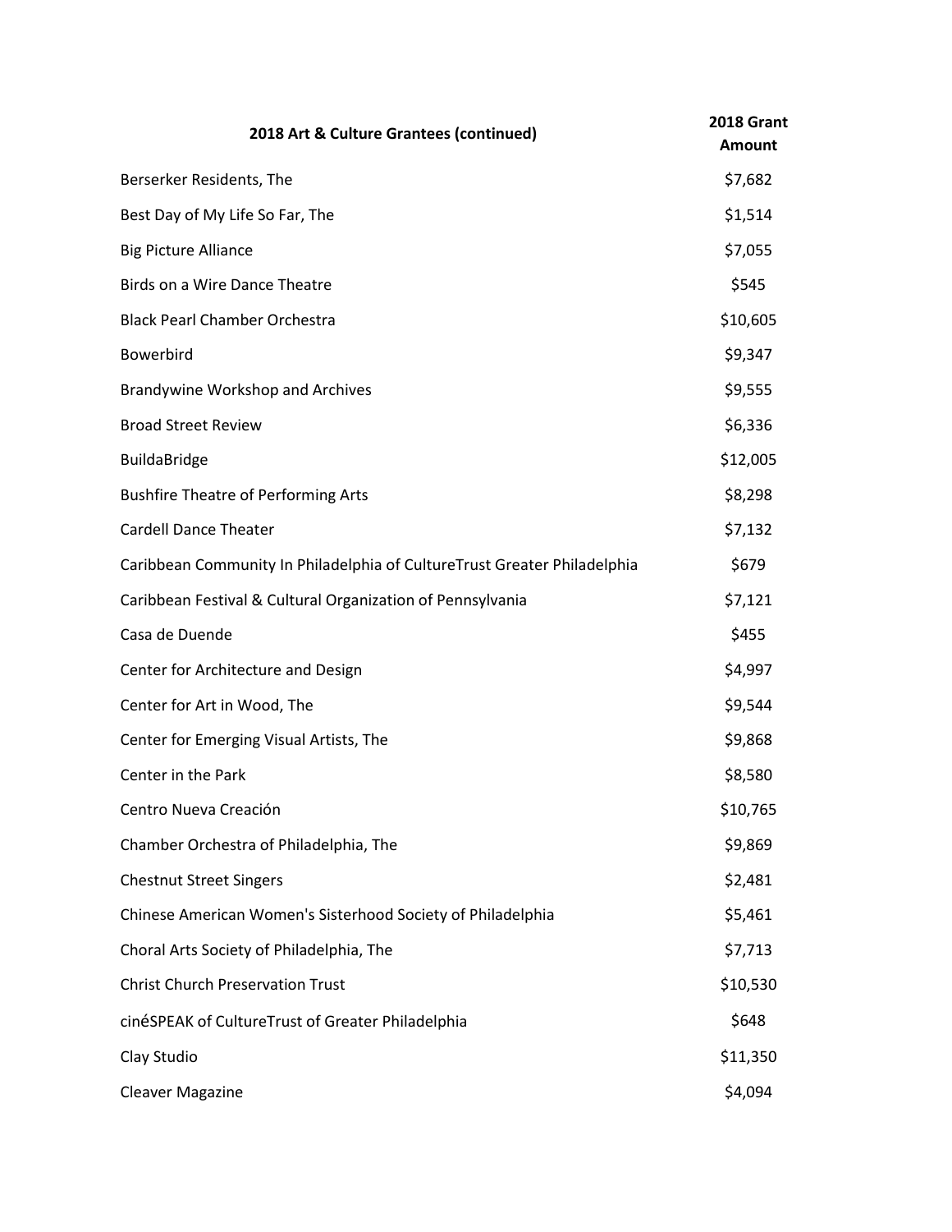| 2018 Art & Culture Grantees (continued) | 2018 Grant Amount |
| --- | --- |
| Berserker Residents, The | $7,682 |
| Best Day of My Life So Far, The | $1,514 |
| Big Picture Alliance | $7,055 |
| Birds on a Wire Dance Theatre | $545 |
| Black Pearl Chamber Orchestra | $10,605 |
| Bowerbird | $9,347 |
| Brandywine Workshop and Archives | $9,555 |
| Broad Street Review | $6,336 |
| BuildaBridge | $12,005 |
| Bushfire Theatre of Performing Arts | $8,298 |
| Cardell Dance Theater | $7,132 |
| Caribbean Community In Philadelphia of CultureTrust Greater Philadelphia | $679 |
| Caribbean Festival & Cultural Organization of Pennsylvania | $7,121 |
| Casa de Duende | $455 |
| Center for Architecture and Design | $4,997 |
| Center for Art in Wood, The | $9,544 |
| Center for Emerging Visual Artists, The | $9,868 |
| Center in the Park | $8,580 |
| Centro Nueva Creación | $10,765 |
| Chamber Orchestra of Philadelphia, The | $9,869 |
| Chestnut Street Singers | $2,481 |
| Chinese American Women's Sisterhood Society of Philadelphia | $5,461 |
| Choral Arts Society of Philadelphia, The | $7,713 |
| Christ Church Preservation Trust | $10,530 |
| cinéSPEAK of CultureTrust of Greater Philadelphia | $648 |
| Clay Studio | $11,350 |
| Cleaver Magazine | $4,094 |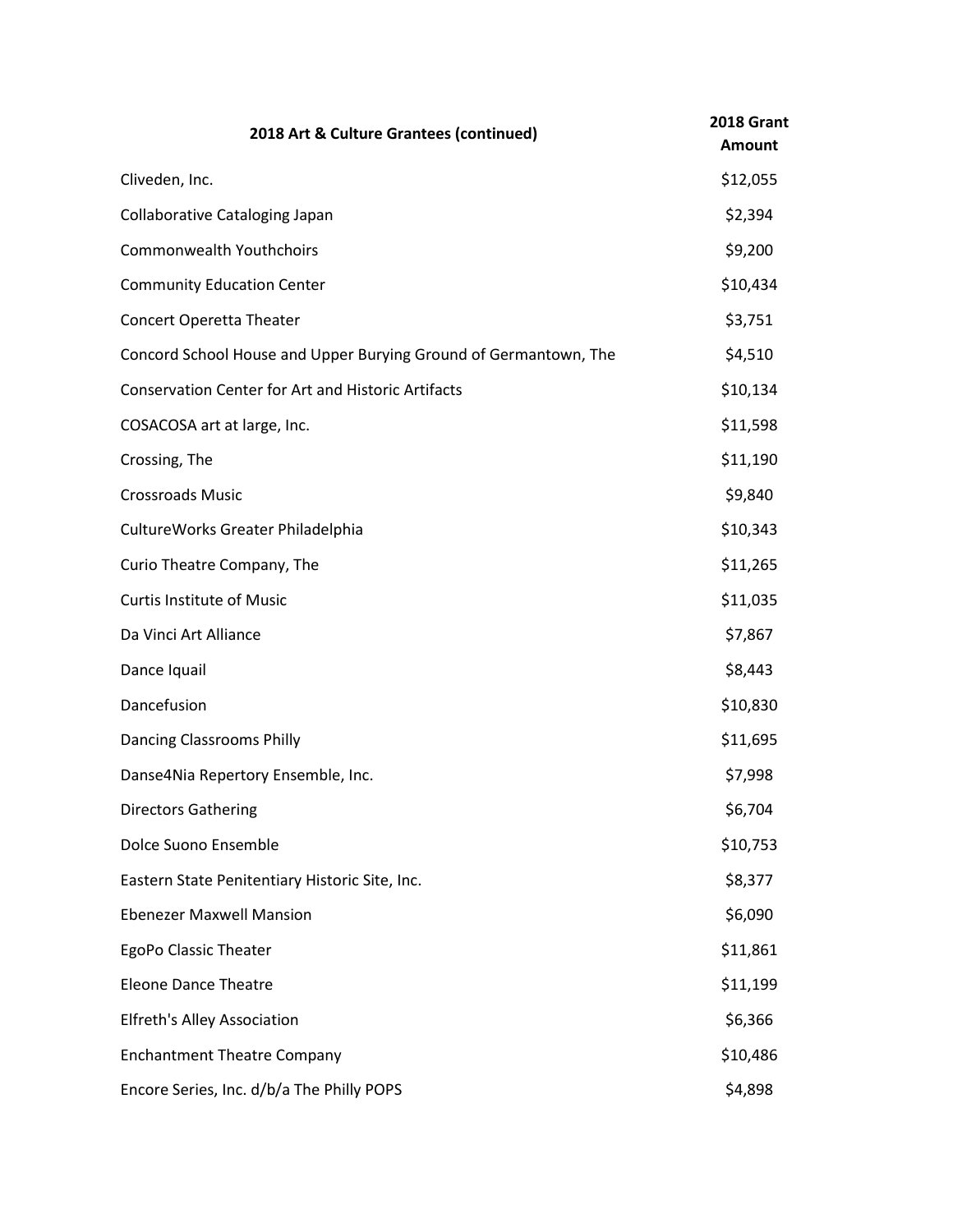| 2018 Art & Culture Grantees (continued) | 2018 Grant Amount |
|---|---|
| Cliveden, Inc. | $12,055 |
| Collaborative Cataloging Japan | $2,394 |
| Commonwealth Youthchoirs | $9,200 |
| Community Education Center | $10,434 |
| Concert Operetta Theater | $3,751 |
| Concord School House and Upper Burying Ground of Germantown, The | $4,510 |
| Conservation Center for Art and Historic Artifacts | $10,134 |
| COSACOSA art at large, Inc. | $11,598 |
| Crossing, The | $11,190 |
| Crossroads Music | $9,840 |
| CultureWorks Greater Philadelphia | $10,343 |
| Curio Theatre Company, The | $11,265 |
| Curtis Institute of Music | $11,035 |
| Da Vinci Art Alliance | $7,867 |
| Dance Iquail | $8,443 |
| Dancefusion | $10,830 |
| Dancing Classrooms Philly | $11,695 |
| Danse4Nia Repertory Ensemble, Inc. | $7,998 |
| Directors Gathering | $6,704 |
| Dolce Suono Ensemble | $10,753 |
| Eastern State Penitentiary Historic Site, Inc. | $8,377 |
| Ebenezer Maxwell Mansion | $6,090 |
| EgoPo Classic Theater | $11,861 |
| Eleone Dance Theatre | $11,199 |
| Elfreth's Alley Association | $6,366 |
| Enchantment Theatre Company | $10,486 |
| Encore Series, Inc. d/b/a The Philly POPS | $4,898 |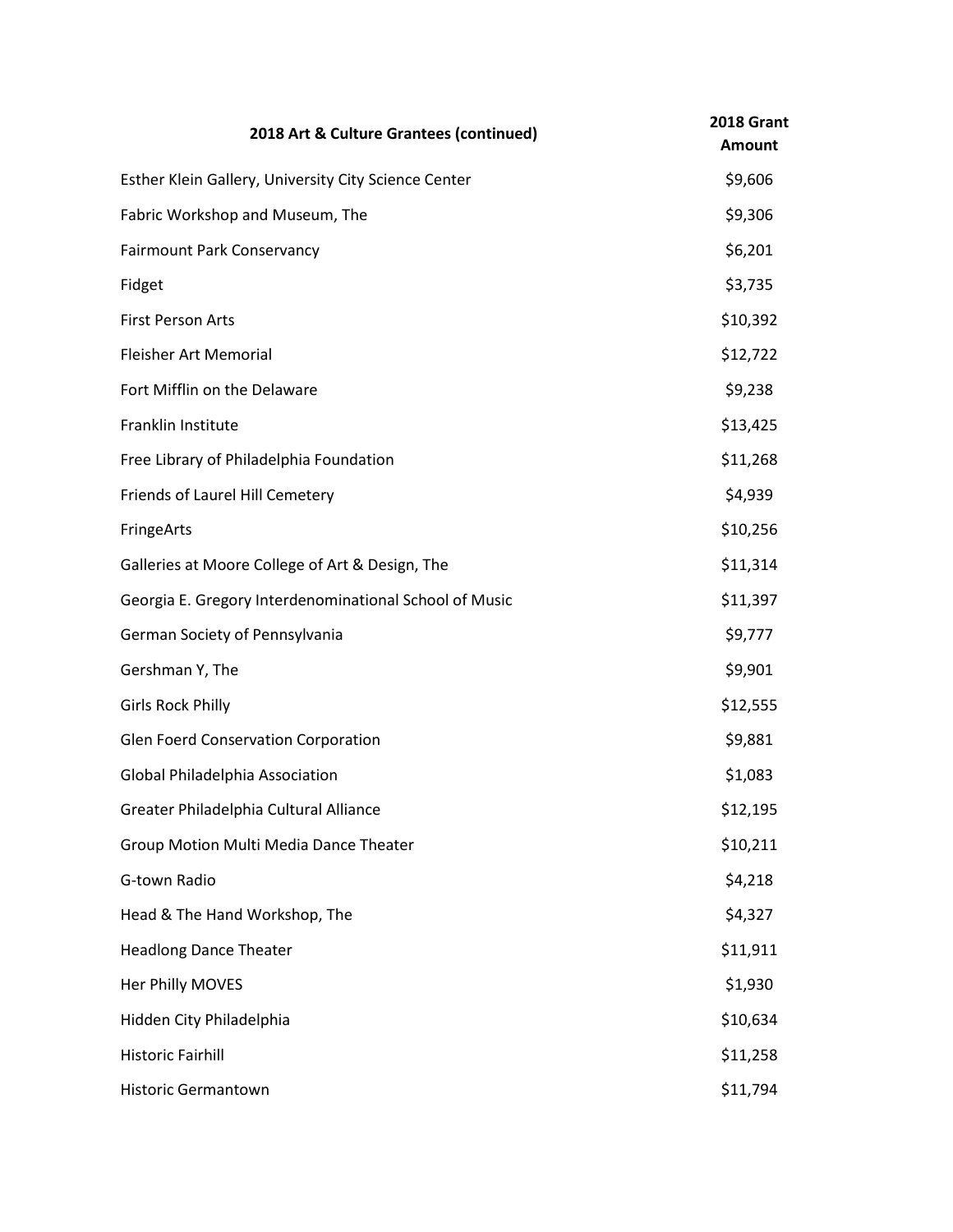| 2018 Art & Culture Grantees (continued) | 2018 Grant Amount |
|---|---|
| Esther Klein Gallery, University City Science Center | $9,606 |
| Fabric Workshop and Museum, The | $9,306 |
| Fairmount Park Conservancy | $6,201 |
| Fidget | $3,735 |
| First Person Arts | $10,392 |
| Fleisher Art Memorial | $12,722 |
| Fort Mifflin on the Delaware | $9,238 |
| Franklin Institute | $13,425 |
| Free Library of Philadelphia Foundation | $11,268 |
| Friends of Laurel Hill Cemetery | $4,939 |
| FringeArts | $10,256 |
| Galleries at Moore College of Art & Design, The | $11,314 |
| Georgia E. Gregory Interdenominational School of Music | $11,397 |
| German Society of Pennsylvania | $9,777 |
| Gershman Y, The | $9,901 |
| Girls Rock Philly | $12,555 |
| Glen Foerd Conservation Corporation | $9,881 |
| Global Philadelphia Association | $1,083 |
| Greater Philadelphia Cultural Alliance | $12,195 |
| Group Motion Multi Media Dance Theater | $10,211 |
| G-town Radio | $4,218 |
| Head & The Hand Workshop, The | $4,327 |
| Headlong Dance Theater | $11,911 |
| Her Philly MOVES | $1,930 |
| Hidden City Philadelphia | $10,634 |
| Historic Fairhill | $11,258 |
| Historic Germantown | $11,794 |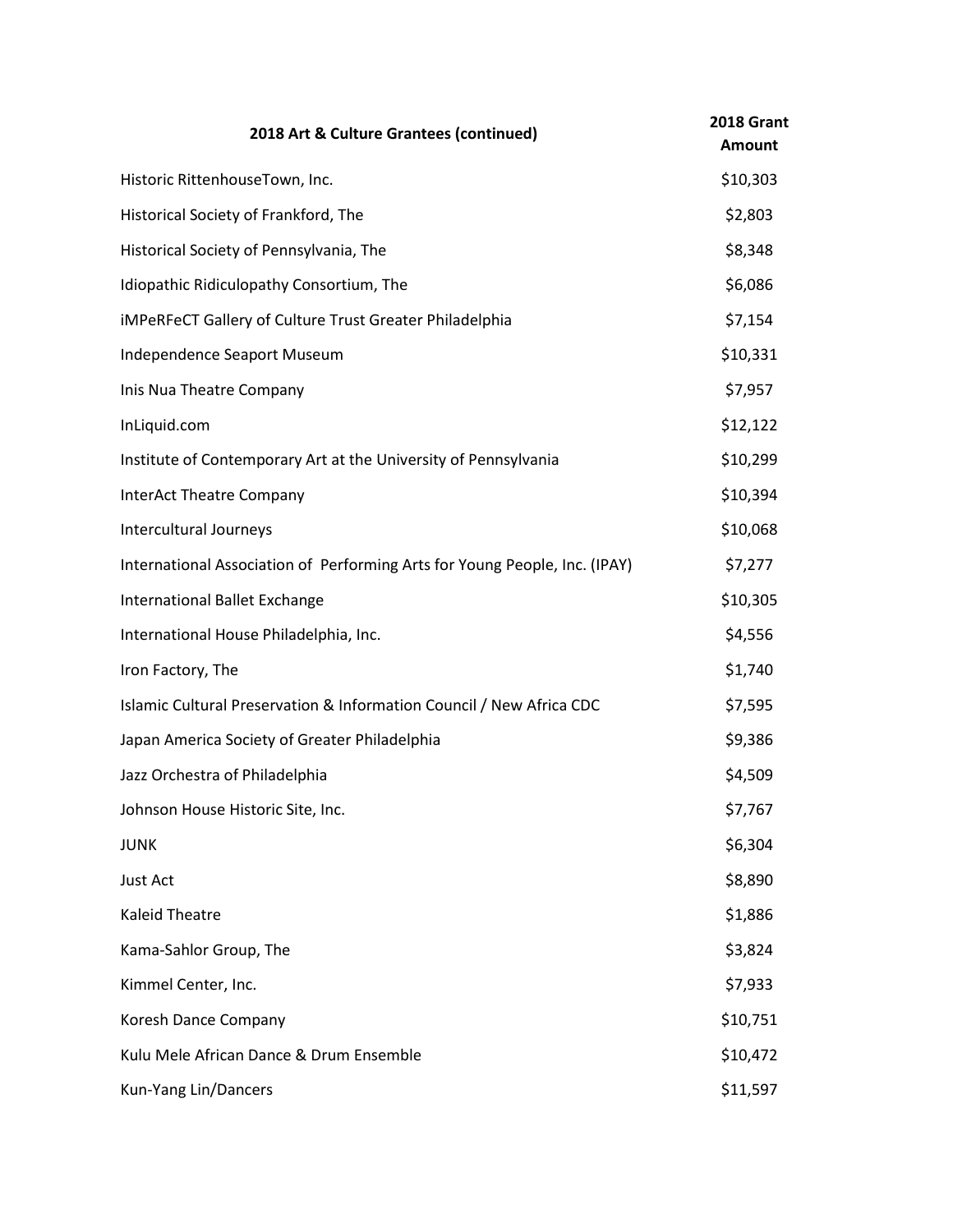| 2018 Art & Culture Grantees (continued) | 2018 Grant Amount |
|---|---|
| Historic RittenhouseTown, Inc. | $10,303 |
| Historical Society of Frankford, The | $2,803 |
| Historical Society of Pennsylvania, The | $8,348 |
| Idiopathic Ridiculopathy Consortium, The | $6,086 |
| iMPeRFeCT Gallery of Culture Trust Greater Philadelphia | $7,154 |
| Independence Seaport Museum | $10,331 |
| Inis Nua Theatre Company | $7,957 |
| InLiquid.com | $12,122 |
| Institute of Contemporary Art at the University of Pennsylvania | $10,299 |
| InterAct Theatre Company | $10,394 |
| Intercultural Journeys | $10,068 |
| International Association of Performing Arts for Young People, Inc. (IPAY) | $7,277 |
| International Ballet Exchange | $10,305 |
| International House Philadelphia, Inc. | $4,556 |
| Iron Factory, The | $1,740 |
| Islamic Cultural Preservation & Information Council / New Africa CDC | $7,595 |
| Japan America Society of Greater Philadelphia | $9,386 |
| Jazz Orchestra of Philadelphia | $4,509 |
| Johnson House Historic Site, Inc. | $7,767 |
| JUNK | $6,304 |
| Just Act | $8,890 |
| Kaleid Theatre | $1,886 |
| Kama-Sahlor Group, The | $3,824 |
| Kimmel Center, Inc. | $7,933 |
| Koresh Dance Company | $10,751 |
| Kulu Mele African Dance & Drum Ensemble | $10,472 |
| Kun-Yang Lin/Dancers | $11,597 |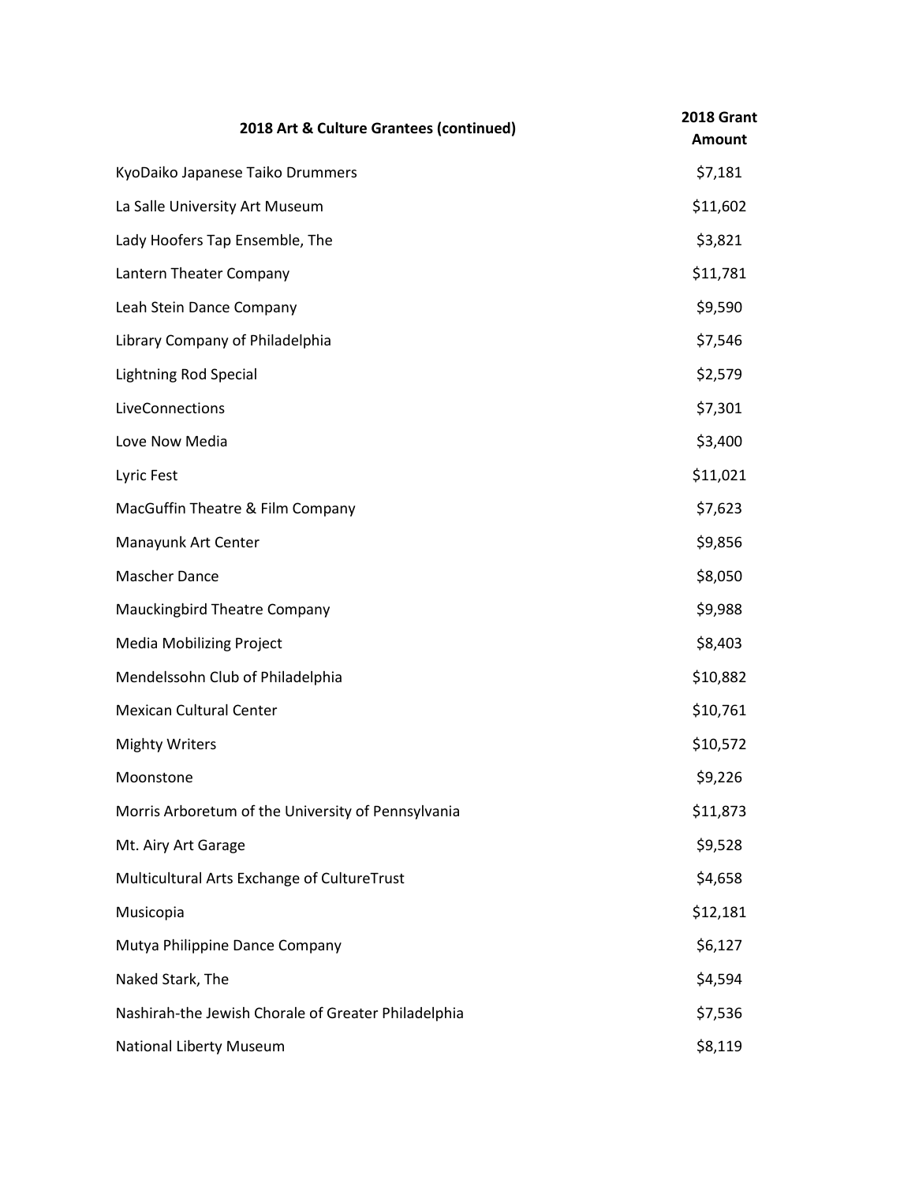| 2018 Art & Culture Grantees (continued) | 2018 Grant Amount |
|---|---|
| KyoDaiko Japanese Taiko Drummers | $7,181 |
| La Salle University Art Museum | $11,602 |
| Lady Hoofers Tap Ensemble, The | $3,821 |
| Lantern Theater Company | $11,781 |
| Leah Stein Dance Company | $9,590 |
| Library Company of Philadelphia | $7,546 |
| Lightning Rod Special | $2,579 |
| LiveConnections | $7,301 |
| Love Now Media | $3,400 |
| Lyric Fest | $11,021 |
| MacGuffin Theatre & Film Company | $7,623 |
| Manayunk Art Center | $9,856 |
| Mascher Dance | $8,050 |
| Mauckingbird Theatre Company | $9,988 |
| Media Mobilizing Project | $8,403 |
| Mendelssohn Club of Philadelphia | $10,882 |
| Mexican Cultural Center | $10,761 |
| Mighty Writers | $10,572 |
| Moonstone | $9,226 |
| Morris Arboretum of the University of Pennsylvania | $11,873 |
| Mt. Airy Art Garage | $9,528 |
| Multicultural Arts Exchange of CultureTrust | $4,658 |
| Musicopia | $12,181 |
| Mutya Philippine Dance Company | $6,127 |
| Naked Stark, The | $4,594 |
| Nashirah-the Jewish Chorale of Greater Philadelphia | $7,536 |
| National Liberty Museum | $8,119 |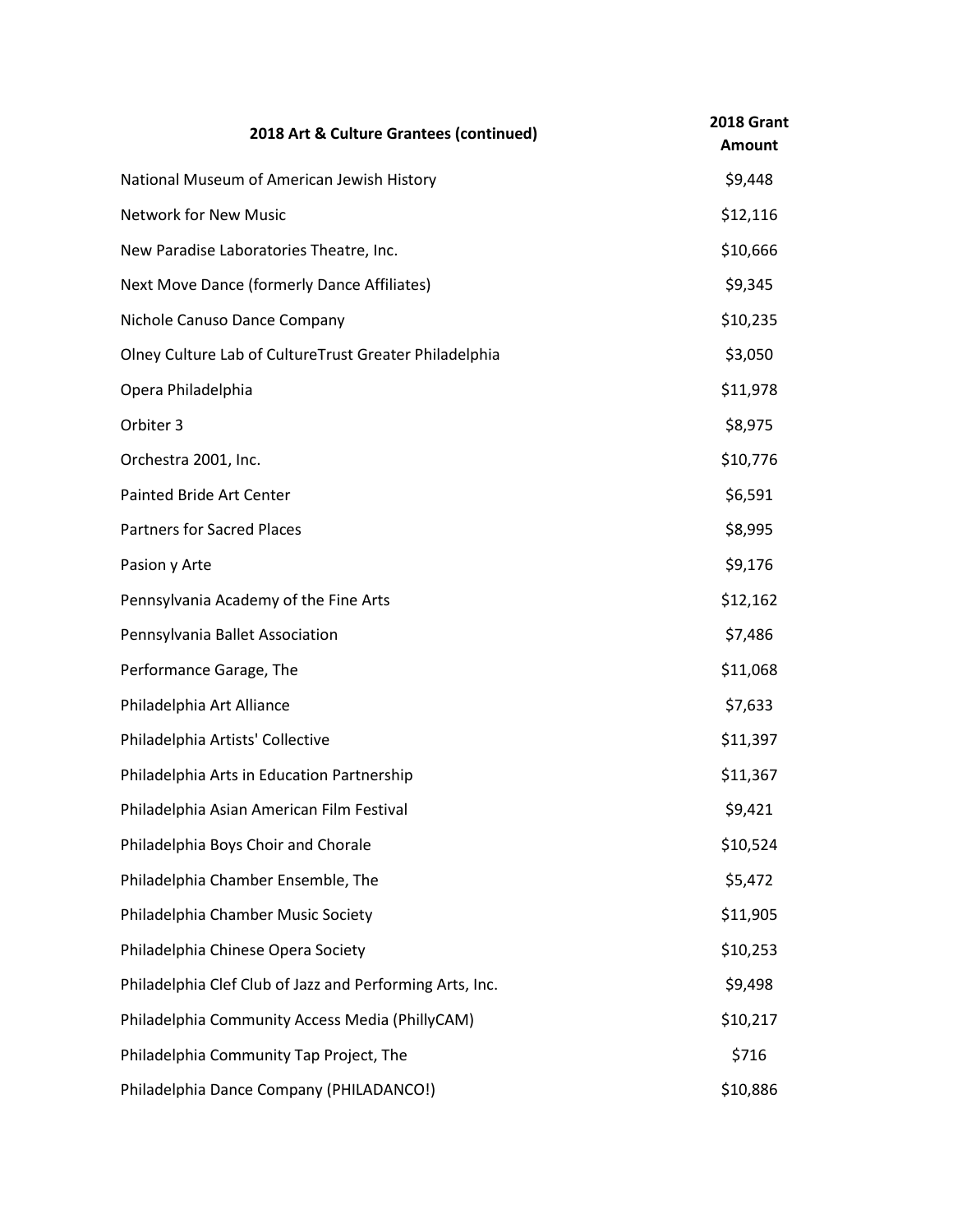| 2018 Art & Culture Grantees (continued) | 2018 Grant Amount |
|---|---|
| National Museum of American Jewish History | $9,448 |
| Network for New Music | $12,116 |
| New Paradise Laboratories Theatre, Inc. | $10,666 |
| Next Move Dance (formerly Dance Affiliates) | $9,345 |
| Nichole Canuso Dance Company | $10,235 |
| Olney Culture Lab of CultureTrust Greater Philadelphia | $3,050 |
| Opera Philadelphia | $11,978 |
| Orbiter 3 | $8,975 |
| Orchestra 2001, Inc. | $10,776 |
| Painted Bride Art Center | $6,591 |
| Partners for Sacred Places | $8,995 |
| Pasion y Arte | $9,176 |
| Pennsylvania Academy of the Fine Arts | $12,162 |
| Pennsylvania Ballet Association | $7,486 |
| Performance Garage, The | $11,068 |
| Philadelphia Art Alliance | $7,633 |
| Philadelphia Artists' Collective | $11,397 |
| Philadelphia Arts in Education Partnership | $11,367 |
| Philadelphia Asian American Film Festival | $9,421 |
| Philadelphia Boys Choir and Chorale | $10,524 |
| Philadelphia Chamber Ensemble, The | $5,472 |
| Philadelphia Chamber Music Society | $11,905 |
| Philadelphia Chinese Opera Society | $10,253 |
| Philadelphia Clef Club of Jazz and Performing Arts, Inc. | $9,498 |
| Philadelphia Community Access Media (PhillyCAM) | $10,217 |
| Philadelphia Community Tap Project, The | $716 |
| Philadelphia Dance Company (PHILADANCO!) | $10,886 |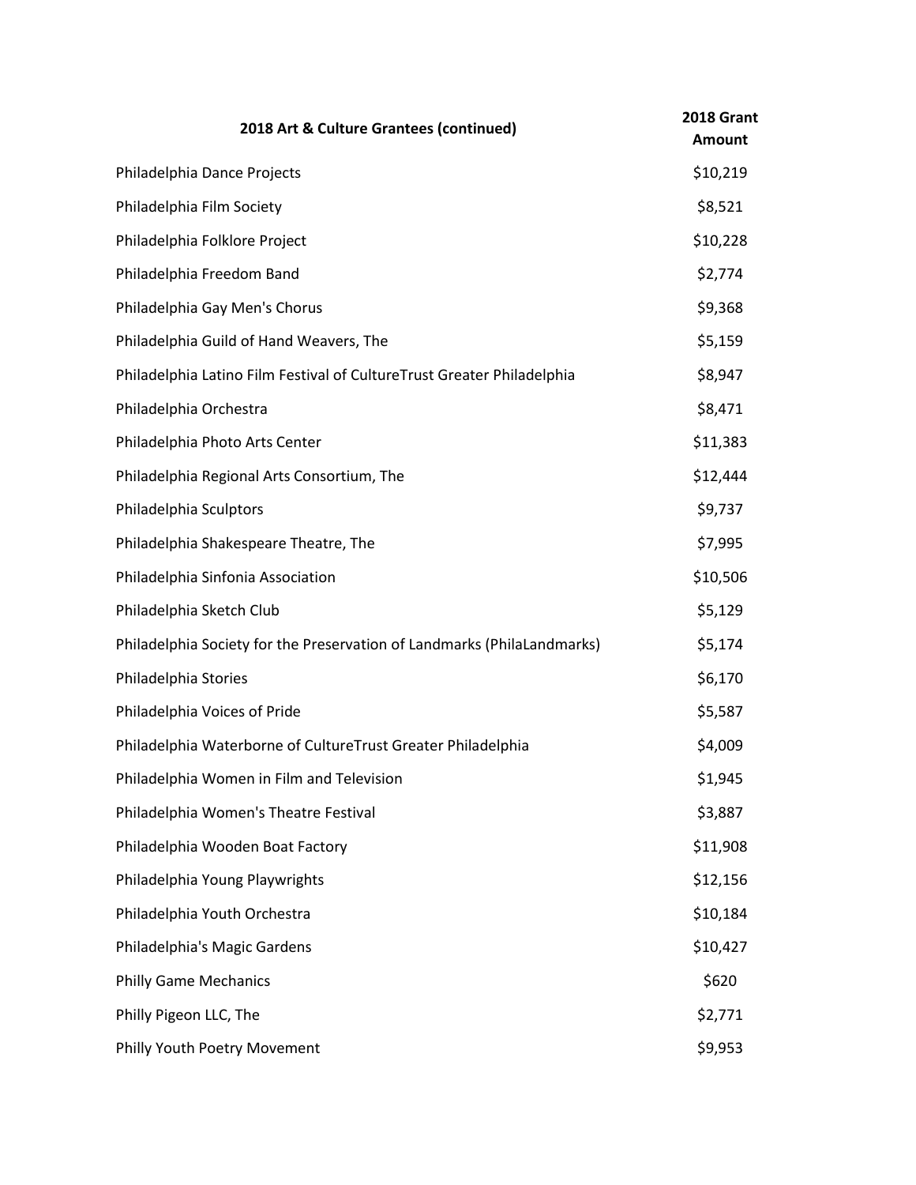| 2018 Art & Culture Grantees (continued) | 2018 Grant Amount |
| --- | --- |
| Philadelphia Dance Projects | $10,219 |
| Philadelphia Film Society | $8,521 |
| Philadelphia Folklore Project | $10,228 |
| Philadelphia Freedom Band | $2,774 |
| Philadelphia Gay Men's Chorus | $9,368 |
| Philadelphia Guild of Hand Weavers, The | $5,159 |
| Philadelphia Latino Film Festival of CultureTrust Greater Philadelphia | $8,947 |
| Philadelphia Orchestra | $8,471 |
| Philadelphia Photo Arts Center | $11,383 |
| Philadelphia Regional Arts Consortium, The | $12,444 |
| Philadelphia Sculptors | $9,737 |
| Philadelphia Shakespeare Theatre, The | $7,995 |
| Philadelphia Sinfonia Association | $10,506 |
| Philadelphia Sketch Club | $5,129 |
| Philadelphia Society for the Preservation of Landmarks (PhilaLandmarks) | $5,174 |
| Philadelphia Stories | $6,170 |
| Philadelphia Voices of Pride | $5,587 |
| Philadelphia Waterborne of CultureTrust Greater Philadelphia | $4,009 |
| Philadelphia Women in Film and Television | $1,945 |
| Philadelphia Women's Theatre Festival | $3,887 |
| Philadelphia Wooden Boat Factory | $11,908 |
| Philadelphia Young Playwrights | $12,156 |
| Philadelphia Youth Orchestra | $10,184 |
| Philadelphia's Magic Gardens | $10,427 |
| Philly Game Mechanics | $620 |
| Philly Pigeon LLC, The | $2,771 |
| Philly Youth Poetry Movement | $9,953 |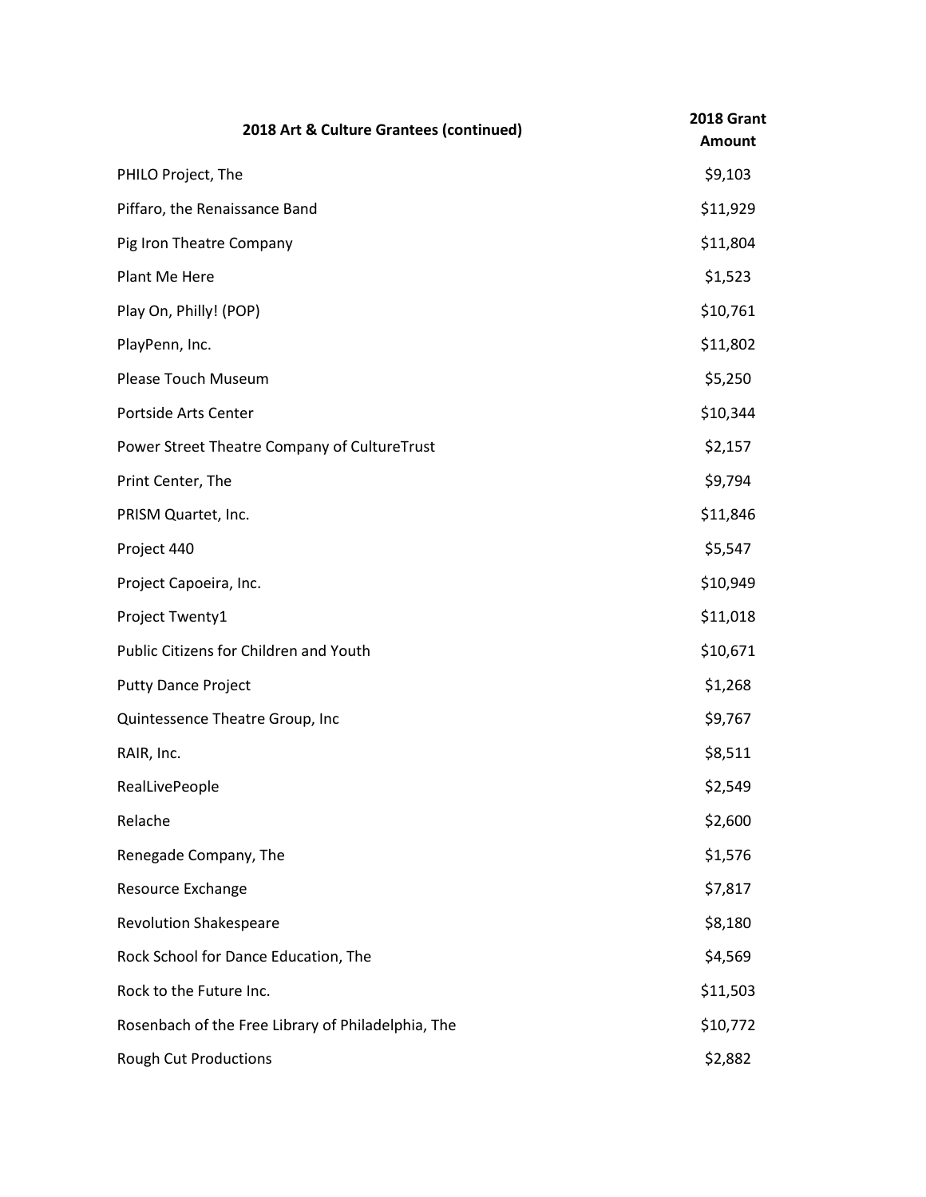| 2018 Art & Culture Grantees (continued) | 2018 Grant Amount |
|---|---|
| PHILO Project, The | $9,103 |
| Piffaro, the Renaissance Band | $11,929 |
| Pig Iron Theatre Company | $11,804 |
| Plant Me Here | $1,523 |
| Play On, Philly! (POP) | $10,761 |
| PlayPenn, Inc. | $11,802 |
| Please Touch Museum | $5,250 |
| Portside Arts Center | $10,344 |
| Power Street Theatre Company of CultureTrust | $2,157 |
| Print Center, The | $9,794 |
| PRISM Quartet, Inc. | $11,846 |
| Project 440 | $5,547 |
| Project Capoeira, Inc. | $10,949 |
| Project Twenty1 | $11,018 |
| Public Citizens for Children and Youth | $10,671 |
| Putty Dance Project | $1,268 |
| Quintessence Theatre Group, Inc | $9,767 |
| RAIR, Inc. | $8,511 |
| RealLivePeople | $2,549 |
| Relache | $2,600 |
| Renegade Company, The | $1,576 |
| Resource Exchange | $7,817 |
| Revolution Shakespeare | $8,180 |
| Rock School for Dance Education, The | $4,569 |
| Rock to the Future Inc. | $11,503 |
| Rosenbach of the Free Library of Philadelphia, The | $10,772 |
| Rough Cut Productions | $2,882 |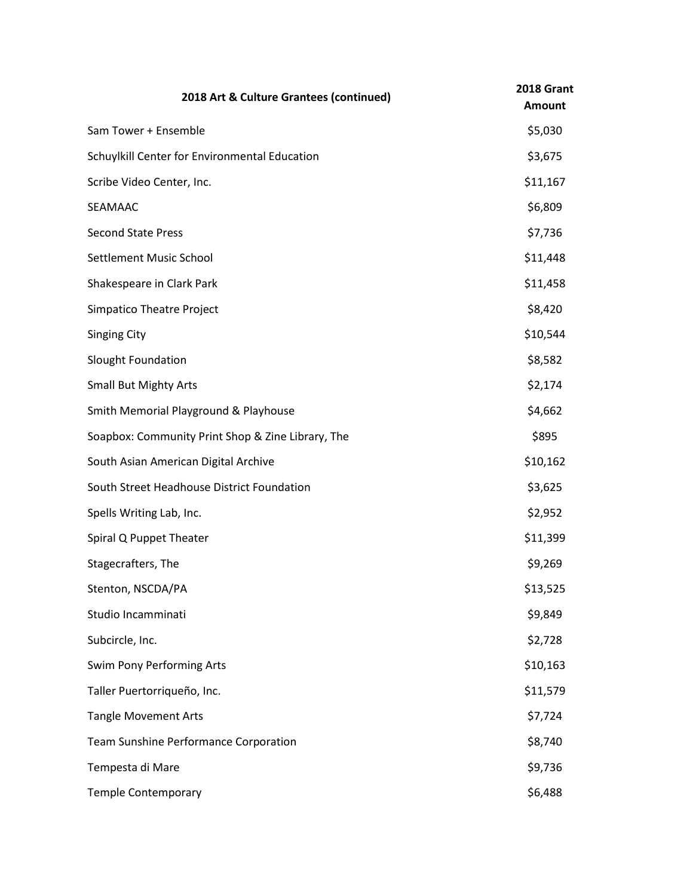| 2018 Art & Culture Grantees (continued) | 2018 Grant Amount |
| --- | --- |
| Sam Tower + Ensemble | $5,030 |
| Schuylkill Center for Environmental Education | $3,675 |
| Scribe Video Center, Inc. | $11,167 |
| SEAMAAC | $6,809 |
| Second State Press | $7,736 |
| Settlement Music School | $11,448 |
| Shakespeare in Clark Park | $11,458 |
| Simpatico Theatre Project | $8,420 |
| Singing City | $10,544 |
| Slought Foundation | $8,582 |
| Small But Mighty Arts | $2,174 |
| Smith Memorial Playground & Playhouse | $4,662 |
| Soapbox: Community Print Shop & Zine Library, The | $895 |
| South Asian American Digital Archive | $10,162 |
| South Street Headhouse District Foundation | $3,625 |
| Spells Writing Lab, Inc. | $2,952 |
| Spiral Q Puppet Theater | $11,399 |
| Stagecrafters, The | $9,269 |
| Stenton, NSCDA/PA | $13,525 |
| Studio Incamminati | $9,849 |
| Subcircle, Inc. | $2,728 |
| Swim Pony Performing Arts | $10,163 |
| Taller Puertorriqueño, Inc. | $11,579 |
| Tangle Movement Arts | $7,724 |
| Team Sunshine Performance Corporation | $8,740 |
| Tempesta di Mare | $9,736 |
| Temple Contemporary | $6,488 |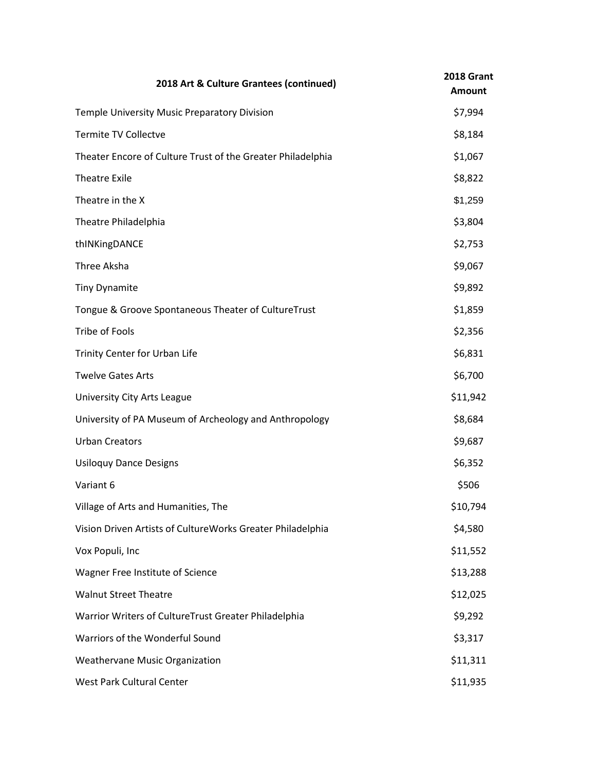| 2018 Art & Culture Grantees (continued) | 2018 Grant Amount |
| --- | --- |
| Temple University Music Preparatory Division | $7,994 |
| Termite TV Collectve | $8,184 |
| Theater Encore of Culture Trust of the Greater Philadelphia | $1,067 |
| Theatre Exile | $8,822 |
| Theatre in the X | $1,259 |
| Theatre Philadelphia | $3,804 |
| thINKingDANCE | $2,753 |
| Three Aksha | $9,067 |
| Tiny Dynamite | $9,892 |
| Tongue & Groove Spontaneous Theater of CultureTrust | $1,859 |
| Tribe of Fools | $2,356 |
| Trinity Center for Urban Life | $6,831 |
| Twelve Gates Arts | $6,700 |
| University City Arts League | $11,942 |
| University of PA Museum of Archeology and Anthropology | $8,684 |
| Urban Creators | $9,687 |
| Usiloquy Dance Designs | $6,352 |
| Variant 6 | $506 |
| Village of Arts and Humanities, The | $10,794 |
| Vision Driven Artists of CultureWorks Greater Philadelphia | $4,580 |
| Vox Populi, Inc | $11,552 |
| Wagner Free Institute of Science | $13,288 |
| Walnut Street Theatre | $12,025 |
| Warrior Writers of CultureTrust Greater Philadelphia | $9,292 |
| Warriors of the Wonderful Sound | $3,317 |
| Weathervane Music Organization | $11,311 |
| West Park Cultural Center | $11,935 |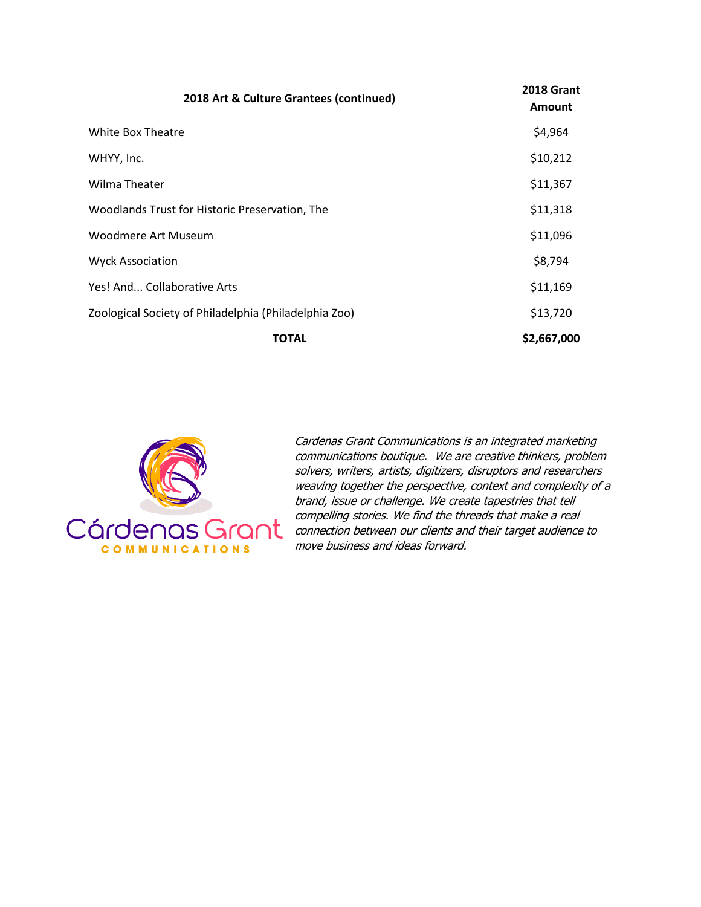| 2018 Art & Culture Grantees (continued) | 2018 Grant Amount |
|---|---|
| White Box Theatre | $4,964 |
| WHYY, Inc. | $10,212 |
| Wilma Theater | $11,367 |
| Woodlands Trust for Historic Preservation, The | $11,318 |
| Woodmere Art Museum | $11,096 |
| Wyck Association | $8,794 |
| Yes! And... Collaborative Arts | $11,169 |
| Zoological Society of Philadelphia (Philadelphia Zoo) | $13,720 |
| **TOTAL** | **$2,667,000** |

Cárdenas Grant
COMMUNICATIONS

*Cardenas Grant Communications is an integrated marketing communications boutique. We are creative thinkers, problem solvers, writers, artists, digitizers, disruptors and researchers weaving together the perspective, context and complexity of a brand, issue or challenge. We create tapestries that tell compelling stories. We find the threads that make a real connection between our clients and their target audience to move business and ideas forward.*